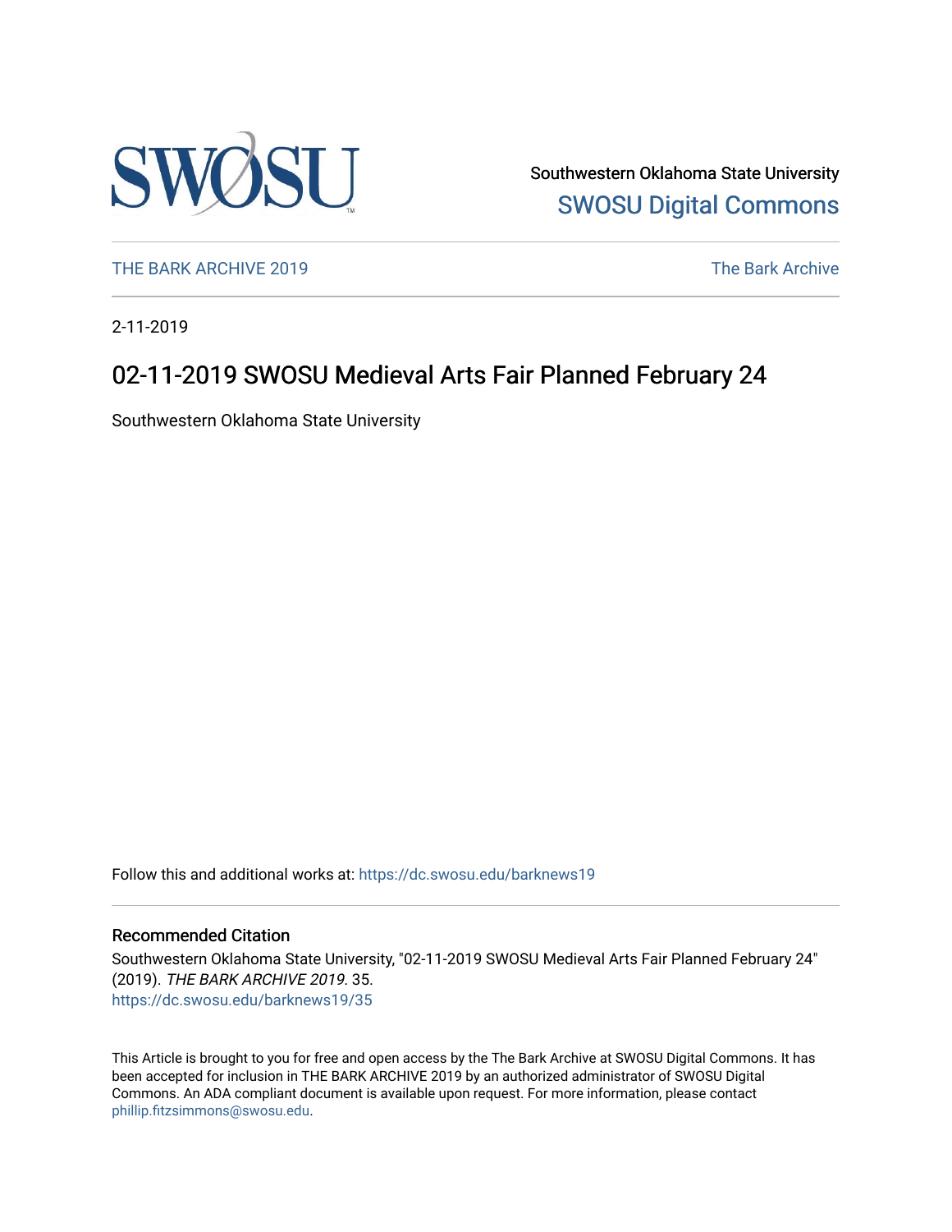Southwestern Oklahoma State University

SWOSU Digital Commons

THE BARK ARCHIVE 2019

The Bark Archive

2-11-2019

# 02-11-2019 SWOSU Medieval Arts Fair Planned February 24

Southwestern Oklahoma State University

Follow this and additional works at: https://dc.swosu.edu/barknews19

## Recommended Citation

Southwestern Oklahoma State University, "02-11-2019 SWOSU Medieval Arts Fair Planned February 24" (2019). *THE BARK ARCHIVE 2019*. 35.
https://dc.swosu.edu/barknews19/35

This Article is brought to you for free and open access by the The Bark Archive at SWOSU Digital Commons. It has been accepted for inclusion in THE BARK ARCHIVE 2019 by an authorized administrator of SWOSU Digital Commons. An ADA compliant document is available upon request. For more information, please contact phillip.fitzsimmons@swosu.edu.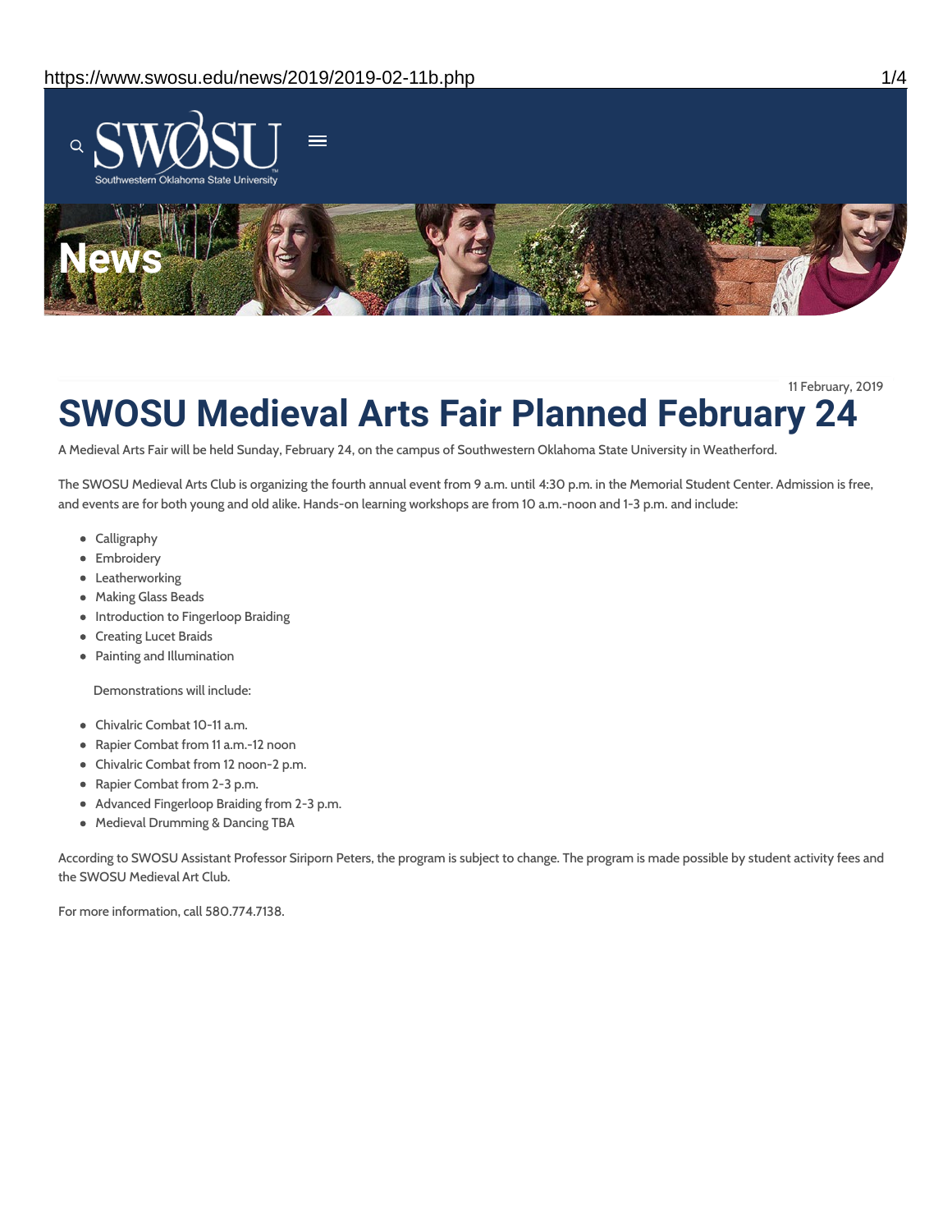11 February, 2019

# SWOSU Medieval Arts Fair Planned February 24

A Medieval Arts Fair will be held Sunday, February 24, on the campus of Southwestern Oklahoma State University in Weatherford.

The SWOSU Medieval Arts Club is organizing the fourth annual event from 9 a.m. until 4:30 p.m. in the Memorial Student Center. Admission is free, and events are for both young and old alike. Hands-on learning workshops are from 10 a.m.-noon and 1-3 p.m. and include:

- Calligraphy
- Embroidery
- Leatherworking
- Making Glass Beads
- Introduction to Fingerloop Braiding
- Creating Lucet Braids
- Painting and Illumination

Demonstrations will include:

- Chivalric Combat 10-11 a.m.
- Rapier Combat from 11 a.m.-12 noon
- Chivalric Combat from 12 noon-2 p.m.
- Rapier Combat from 2-3 p.m.
- Advanced Fingerloop Braiding from 2-3 p.m.
- Medieval Drumming & Dancing TBA

According to SWOSU Assistant Professor Siriporn Peters, the program is subject to change. The program is made possible by student activity fees and the SWOSU Medieval Art Club.

For more information, call 580.774.7138.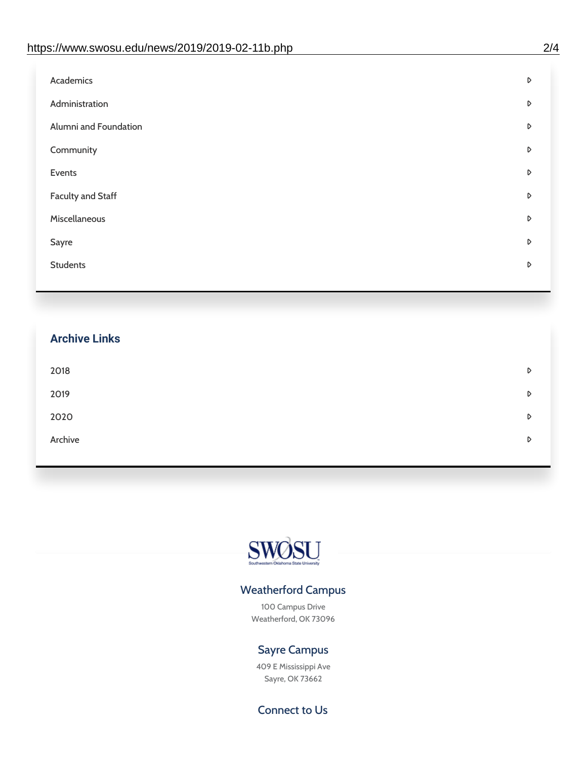- Academics
- Administration
- Alumni and Foundation
- Community
- Events
- Faculty and Staff
- Miscellaneous
- Sayre
- Students

## Archive Links

- 2018
- 2019
- 2020
- Archive

SWOSU

Southwestern Oklahoma State University

### Weatherford Campus

100 Campus Drive
Weatherford, OK 73096

### Sayre Campus

409 E Mississippi Ave
Sayre, OK 73662

### Connect to Us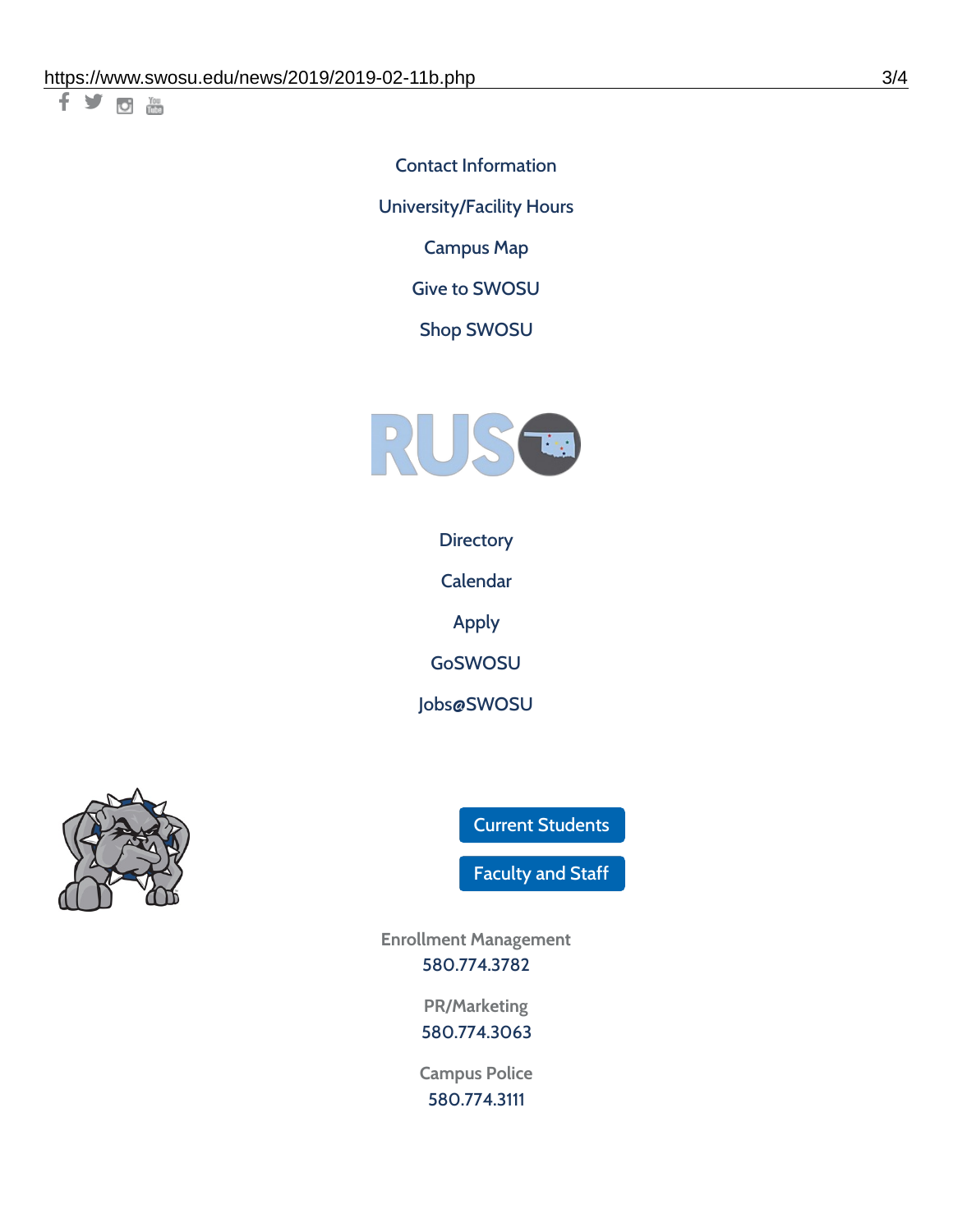Contact Information

University/Facility Hours

Campus Map

Give to SWOSU

Shop SWOSU

Directory

Calendar

Apply

GoSWOSU

Jobs@SWOSU

Current Students

Faculty and Staff

Enrollment Management
580.774.3782

PR/Marketing
580.774.3063

Campus Police
580.774.3111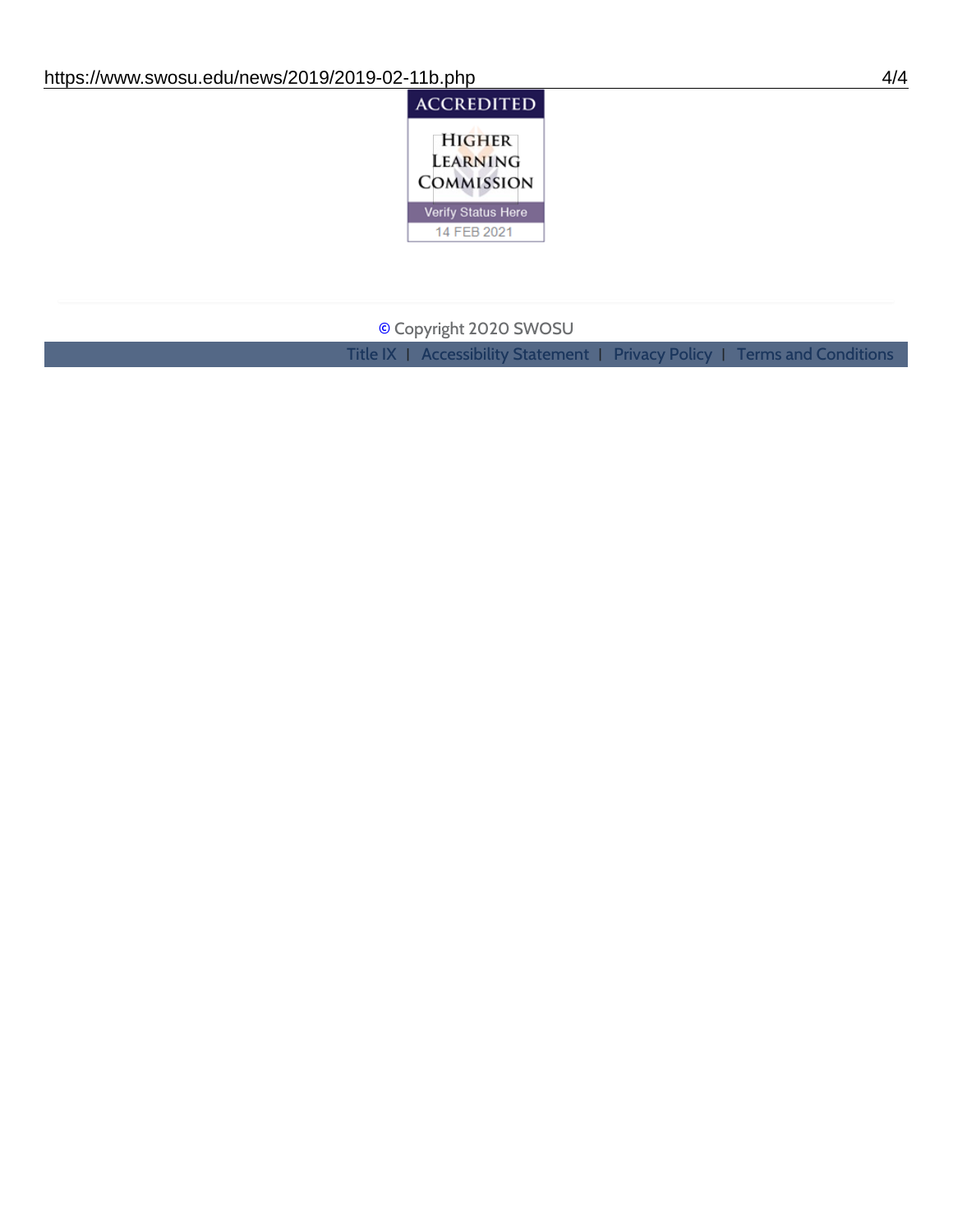ACCREDITED

HIGHER LEARNING COMMISSION

Verify Status Here

14 FEB 2021

© Copyright 2020 SWOSU

Title IX | Accessibility Statement | Privacy Policy | Terms and Conditions